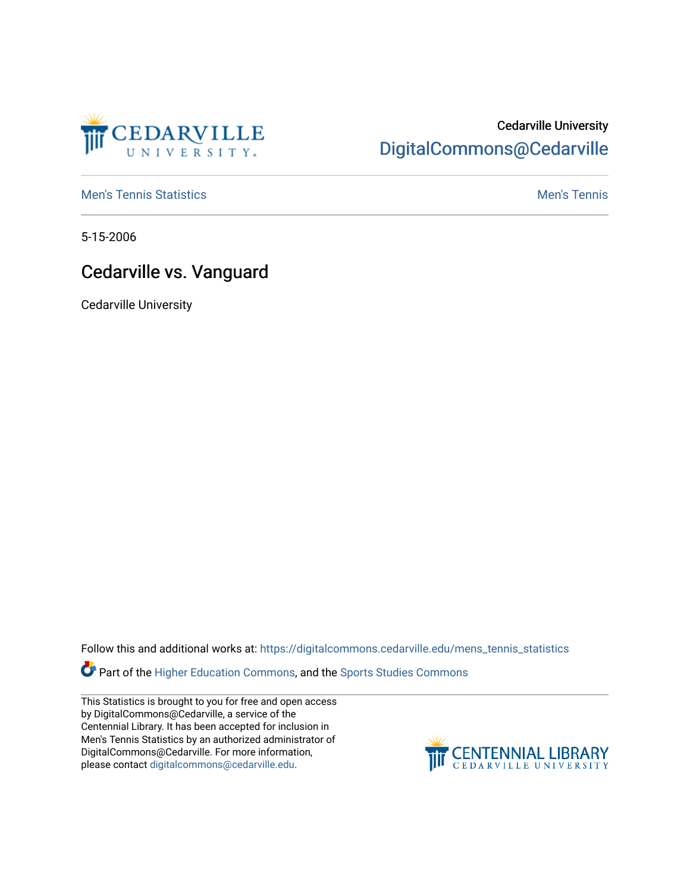Cedarville University
DigitalCommons@Cedarville

Men's Tennis Statistics | Men's Tennis

5-15-2006

# Cedarville vs. Vanguard

Cedarville University

Follow this and additional works at: https://digitalcommons.cedarville.edu/mens_tennis_statistics

Part of the Higher Education Commons, and the Sports Studies Commons

This Statistics is brought to you for free and open access by DigitalCommons@Cedarville, a service of the Centennial Library. It has been accepted for inclusion in Men's Tennis Statistics by an authorized administrator of DigitalCommons@Cedarville. For more information, please contact digitalcommons@cedarville.edu.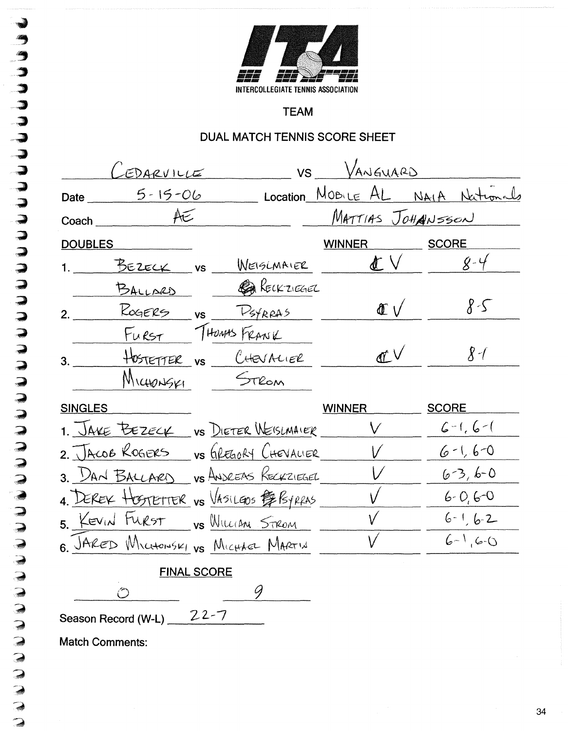INTERCOLLEGIATE TENNIS ASSOCIATION

TEAM

DUAL MATCH TENNIS SCORE SHEET

CEDARVILLE VS VANGUARD

Date 5-15-06 Location MOBILE AL NAIA Nationals

Coach AE MATTIAS JOHANSSON

| DOUBLES | | | WINNER | SCORE |
|---|---|---|---|---|
| 1. BEZECK / BALLARD | vs | WEISLMAIER / RECKZIEGEL | V | 8-4 |
| 2. ROGERS / FURST | vs | PSYRRAS / THOMAS FRANK | V | 8-5 |
| 3. HOSTETTER / MICHONSKI | vs | CHEVALIER / STROM | V | 8-1 |

| SINGLES | | | WINNER | SCORE |
|---|---|---|---|---|
| 1. JAKE BEZECK | vs | DIETER WEISLMAIER | V | 6-1, 6-1 |
| 2. JACOB ROGERS | vs | GREGORY CHEVALIER | V | 6-1, 6-0 |
| 3. DAN BALLARD | vs | ANDREAS RECKZIEGEL | V | 6-3, 6-0 |
| 4. DEREK HOSTETTER | vs | VASILEIOS PSYRRAS | V | 6-0, 6-0 |
| 5. KEVIN FURST | vs | WILLIAM STROM | V | 6-1, 6-2 |
| 6. JARED MICHONSKI | vs | MICHAEL MARTIN | V | 6-1, 6-0 |

FINAL SCORE

0 9

Season Record (W-L) 22-7

Match Comments: